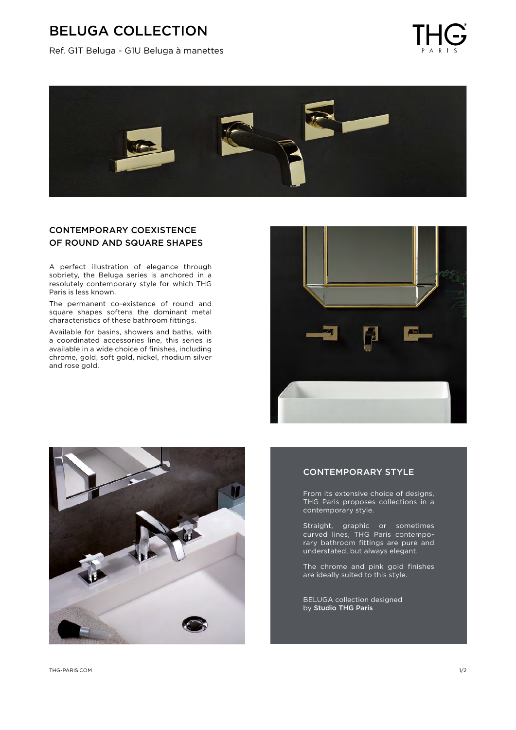# BELUGA COLLECTION

Ref. G1T Beluga - G1U Beluga à manettes

## CONTEMPORARY COEXISTENCE OF ROUND AND SQUARE SHAPES

A perfect illustration of elegance through sobriety, the Beluga series is anchored in a resolutely contemporary style for which THG Paris is less known.

The permanent co-existence of round and square shapes softens the dominant metal characteristics of these bathroom fittings.

Available for basins, showers and baths, with a coordinated accessories line, this series is available in a wide choice of finishes, including chrome, gold, soft gold, nickel, rhodium silver and rose gold.

## CONTEMPORARY STYLE

From its extensive choice of designs, THG Paris proposes collections in a contemporary style.

Straight, graphic or sometimes curved lines, THG Paris contemporary bathroom fittings are pure and understated, but always elegant.

The chrome and pink gold finishes are ideally suited to this style.

BELUGA collection designed by **Studio THG Paris**

THG-PARIS.COM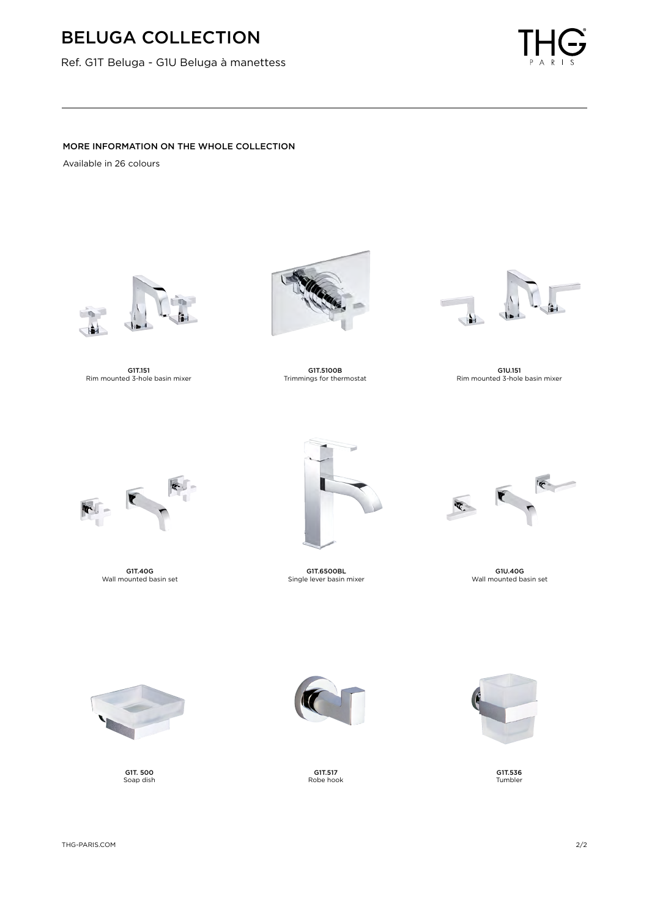# BELUGA COLLECTION

Ref. G1T Beluga - G1U Beluga à manettess

## MORE INFORMATION ON THE WHOLE COLLECTION

Available in 26 colours

**G1T.151**
Rim mounted 3-hole basin mixer

**G1T.5100B**
Trimmings for thermostat

**G1U.151**
Rim mounted 3-hole basin mixer

**G1T.40G**
Wall mounted basin set

**G1T.6500BL**
Single lever basin mixer

**G1U.40G**
Wall mounted basin set

**G1T. 500**
Soap dish

**G1T.517**
Robe hook

**G1T.536**
Tumbler

THG-PARIS.COM